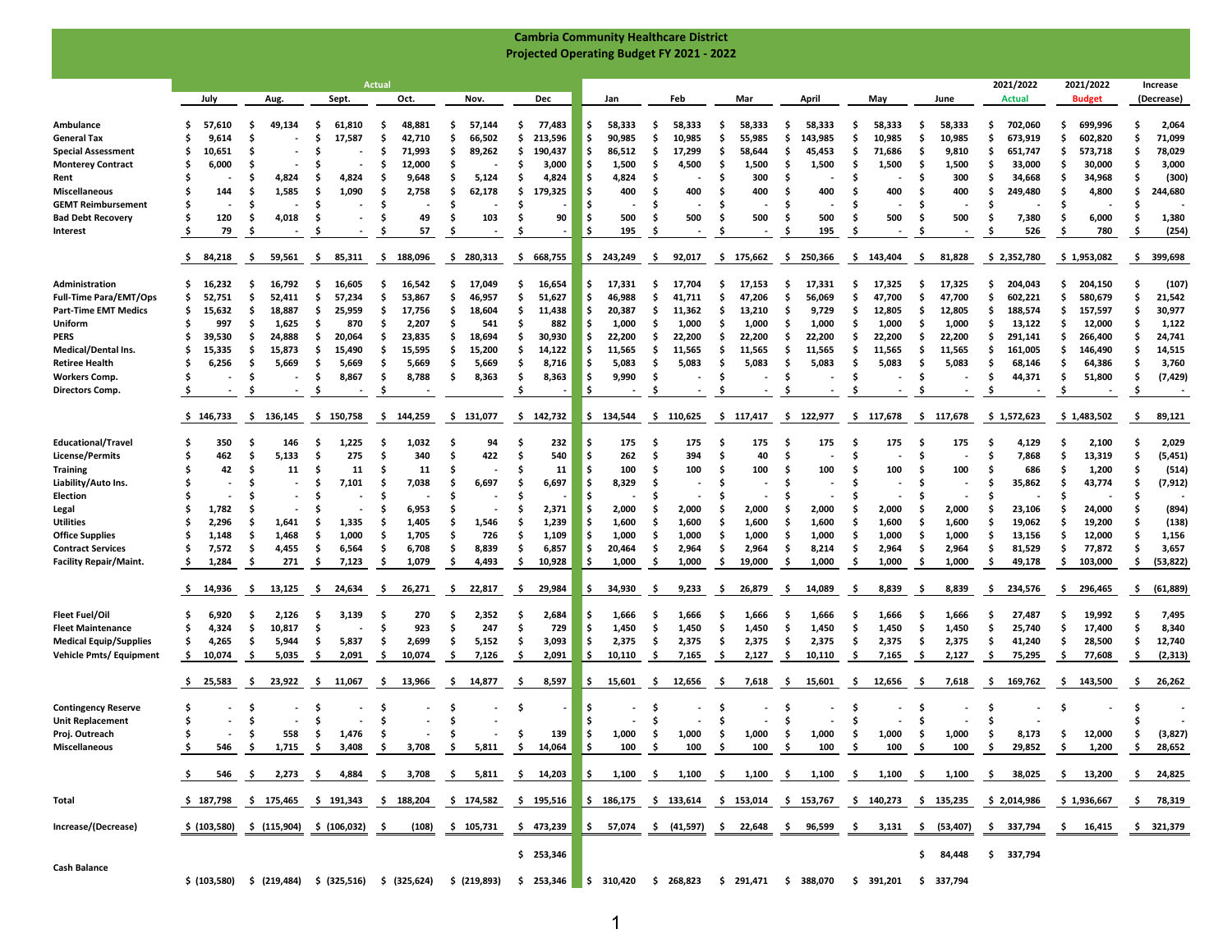# Cambria Community Healthcare District
## Projected Operating Budget FY 2021 - 2022

| | Actual | | | | | | | | | | | | 2021/2022 | 2021/2022 | Increase |
|---|---|---|---|---|---|---|---|---|---|---|---|---|---|---|---|
| | July | Aug. | Sept. | Oct. | Nov. | Dec | Jan | Feb | Mar | April | May | June | Actual | Budget | (Decrease) |
| **Ambulance** | $ 57,610 | $ 49,134 | $ 61,810 | $ 48,881 | $ 57,144 | $ 77,483 | $ 58,333 | $ 58,333 | $ 58,333 | $ 58,333 | $ 58,333 | $ 58,333 | $ 702,060 | $ 699,996 | $ 2,064 |
| **General Tax** | $ 9,614 | $ - | $ 17,587 | $ 42,710 | $ 66,502 | $ 213,596 | $ 90,985 | $ 10,985 | $ 55,985 | $ 143,985 | $ 10,985 | $ 10,985 | $ 673,919 | $ 602,820 | $ 71,099 |
| **Special Assessment** | $ 10,651 | $ - | $ - | $ 71,993 | $ 89,262 | $ 190,437 | $ 86,512 | $ 17,299 | $ 58,644 | $ 45,453 | $ 71,686 | $ 9,810 | $ 651,747 | $ 573,718 | $ 78,029 |
| **Monterey Contract** | $ 6,000 | $ - | $ - | $ 12,000 | $ - | $ 3,000 | $ 1,500 | $ 4,500 | $ 1,500 | $ 1,500 | $ 1,500 | $ 1,500 | $ 33,000 | $ 30,000 | $ 3,000 |
| **Rent** | $ - | $ 4,824 | $ 4,824 | $ 9,648 | $ 5,124 | $ 4,824 | $ 4,824 | $ - | $ 300 | $ - | $ - | $ 300 | $ 34,668 | $ 34,968 | $ (300) |
| **Miscellaneous** | $ 144 | $ 1,585 | $ 1,090 | $ 2,758 | $ 62,178 | $ 179,325 | $ 400 | $ 400 | $ 400 | $ 400 | $ 400 | $ 400 | $ 249,480 | $ 4,800 | $ 244,680 |
| **GEMT Reimbursement** | $ - | $ - | $ - | $ - | $ - | $ - | $ - | $ - | $ - | $ - | $ - | $ - | $ - | $ - | $ - |
| **Bad Debt Recovery** | $ 120 | $ 4,018 | $ - | $ 49 | $ 103 | $ 90 | $ 500 | $ 500 | $ 500 | $ 500 | $ 500 | $ 500 | $ 7,380 | $ 6,000 | $ 1,380 |
| **Interest** | $ 79 | $ - | $ - | $ 57 | $ - | $ - | $ 195 | $ - | $ - | $ 195 | $ - | $ - | $ 526 | $ 780 | $ (254) |
| | $ 84,218 | $ 59,561 | $ 85,311 | $ 188,096 | $ 280,313 | $ 668,755 | $ 243,249 | $ 92,017 | $ 175,662 | $ 250,366 | $ 143,404 | $ 81,828 | $ 2,352,780 | $ 1,953,082 | $ 399,698 |
| **Administration** | $ 16,232 | $ 16,792 | $ 16,605 | $ 16,542 | $ 17,049 | $ 16,654 | $ 17,331 | $ 17,704 | $ 17,153 | $ 17,331 | $ 17,325 | $ 17,325 | $ 204,043 | $ 204,150 | $ (107) |
| **Full-Time Para/EMT/Ops** | $ 52,751 | $ 52,411 | $ 57,234 | $ 53,867 | $ 46,957 | $ 51,627 | $ 46,988 | $ 41,711 | $ 47,206 | $ 56,069 | $ 47,700 | $ 47,700 | $ 602,221 | $ 580,679 | $ 21,542 |
| **Part-Time EMT Medics** | $ 15,632 | $ 18,887 | $ 25,959 | $ 17,756 | $ 18,604 | $ 11,438 | $ 20,387 | $ 11,362 | $ 13,210 | $ 9,729 | $ 12,805 | $ 12,805 | $ 188,574 | $ 157,597 | $ 30,977 |
| **Uniform** | $ 997 | $ 1,625 | $ 870 | $ 2,207 | $ 541 | $ 882 | $ 1,000 | $ 1,000 | $ 1,000 | $ 1,000 | $ 1,000 | $ 1,000 | $ 13,122 | $ 12,000 | $ 1,122 |
| **PERS** | $ 39,530 | $ 24,888 | $ 20,064 | $ 23,835 | $ 18,694 | $ 30,930 | $ 22,200 | $ 22,200 | $ 22,200 | $ 22,200 | $ 22,200 | $ 22,200 | $ 291,141 | $ 266,400 | $ 24,741 |
| **Medical/Dental Ins.** | $ 15,335 | $ 15,873 | $ 15,490 | $ 15,595 | $ 15,200 | $ 14,122 | $ 11,565 | $ 11,565 | $ 11,565 | $ 11,565 | $ 11,565 | $ 11,565 | $ 161,005 | $ 146,490 | $ 14,515 |
| **Retiree Health** | $ 6,256 | $ 5,669 | $ 5,669 | $ 5,669 | $ 5,669 | $ 8,716 | $ 5,083 | $ 5,083 | $ 5,083 | $ 5,083 | $ 5,083 | $ 5,083 | $ 68,146 | $ 64,386 | $ 3,760 |
| **Workers Comp.** | $ - | $ - | $ 8,867 | $ 8,788 | $ 8,363 | $ 8,363 | $ 9,990 | $ - | $ - | $ - | $ - | $ - | $ 44,371 | $ 51,800 | $ (7,429) |
| **Directors Comp.** | $ - | $ - | $ - | $ - | | $ - | $ - | $ - | $ - | $ - | $ - | $ - | $ - | $ - | $ - |
| | $ 146,733 | $ 136,145 | $ 150,758 | $ 144,259 | $ 131,077 | $ 142,732 | $ 134,544 | $ 110,625 | $ 117,417 | $ 122,977 | $ 117,678 | $ 117,678 | $ 1,572,623 | $ 1,483,502 | $ 89,121 |
| **Educational/Travel** | $ 350 | $ 146 | $ 1,225 | $ 1,032 | $ 94 | $ 232 | $ 175 | $ 175 | $ 175 | $ 175 | $ 175 | $ 175 | $ 4,129 | $ 2,100 | $ 2,029 |
| **License/Permits** | $ 462 | $ 5,133 | $ 275 | $ 340 | $ 422 | $ 540 | $ 262 | $ 394 | $ 40 | $ - | $ - | $ - | $ 7,868 | $ 13,319 | $ (5,451) |
| **Training** | $ 42 | $ 11 | $ 11 | $ 11 | $ - | $ 11 | $ 100 | $ 100 | $ 100 | $ 100 | $ 100 | $ 100 | $ 686 | $ 1,200 | $ (514) |
| **Liability/Auto Ins.** | $ - | $ - | $ 7,101 | $ 7,038 | $ 6,697 | $ 6,697 | $ 8,329 | $ - | $ - | $ - | $ - | $ - | $ 35,862 | $ 43,774 | $ (7,912) |
| **Election** | $ - | $ - | $ - | $ - | $ - | $ - | $ - | $ - | $ - | $ - | $ - | $ - | $ - | $ - | $ - |
| **Legal** | $ 1,782 | $ - | $ - | $ 6,953 | $ - | $ 2,371 | $ 2,000 | $ 2,000 | $ 2,000 | $ 2,000 | $ 2,000 | $ 2,000 | $ 23,106 | $ 24,000 | $ (894) |
| **Utilities** | $ 2,296 | $ 1,641 | $ 1,335 | $ 1,405 | $ 1,546 | $ 1,239 | $ 1,600 | $ 1,600 | $ 1,600 | $ 1,600 | $ 1,600 | $ 1,600 | $ 19,062 | $ 19,200 | $ (138) |
| **Office Supplies** | $ 1,148 | $ 1,468 | $ 1,000 | $ 1,705 | $ 726 | $ 1,109 | $ 1,000 | $ 1,000 | $ 1,000 | $ 1,000 | $ 1,000 | $ 1,000 | $ 13,156 | $ 12,000 | $ 1,156 |
| **Contract Services** | $ 7,572 | $ 4,455 | $ 6,564 | $ 6,708 | $ 8,839 | $ 6,857 | $ 20,464 | $ 2,964 | $ 2,964 | $ 8,214 | $ 2,964 | $ 2,964 | $ 81,529 | $ 77,872 | $ 3,657 |
| **Facility Repair/Maint.** | $ 1,284 | $ 271 | $ 7,123 | $ 1,079 | $ 4,493 | $ 10,928 | $ 1,000 | $ 1,000 | $ 19,000 | $ 1,000 | $ 1,000 | $ 1,000 | $ 49,178 | $ 103,000 | $ (53,822) |
| | $ 14,936 | $ 13,125 | $ 24,634 | $ 26,271 | $ 22,817 | $ 29,984 | $ 34,930 | $ 9,233 | $ 26,879 | $ 14,089 | $ 8,839 | $ 8,839 | $ 234,576 | $ 296,465 | $ (61,889) |
| **Fleet Fuel/Oil** | $ 6,920 | $ 2,126 | $ 3,139 | $ 270 | $ 2,352 | $ 2,684 | $ 1,666 | $ 1,666 | $ 1,666 | $ 1,666 | $ 1,666 | $ 1,666 | $ 27,487 | $ 19,992 | $ 7,495 |
| **Fleet Maintenance** | $ 4,324 | $ 10,817 | $ - | $ 923 | $ 247 | $ 729 | $ 1,450 | $ 1,450 | $ 1,450 | $ 1,450 | $ 1,450 | $ 1,450 | $ 25,740 | $ 17,400 | $ 8,340 |
| **Medical Equip/Supplies** | $ 4,265 | $ 5,944 | $ 5,837 | $ 2,699 | $ 5,152 | $ 3,093 | $ 2,375 | $ 2,375 | $ 2,375 | $ 2,375 | $ 2,375 | $ 2,375 | $ 41,240 | $ 28,500 | $ 12,740 |
| **Vehicle Pmts/ Equipment** | $ 10,074 | $ 5,035 | $ 2,091 | $ 10,074 | $ 7,126 | $ 2,091 | $ 10,110 | $ 7,165 | $ 2,127 | $ 10,110 | $ 7,165 | $ 2,127 | $ 75,295 | $ 77,608 | $ (2,313) |
| | $ 25,583 | $ 23,922 | $ 11,067 | $ 13,966 | $ 14,877 | $ 8,597 | $ 15,601 | $ 12,656 | $ 7,618 | $ 15,601 | $ 12,656 | $ 7,618 | $ 169,762 | $ 143,500 | $ 26,262 |
| **Contingency Reserve** | $ - | $ - | $ - | $ - | $ - | $ - | $ - | $ - | $ - | $ - | $ - | $ - | $ - | $ - | $ - |
| **Unit Replacement** | $ - | $ - | $ - | $ - | $ - | | $ - | $ - | $ - | $ - | $ - | $ - | $ - | | $ - |
| **Proj. Outreach** | $ - | $ 558 | $ 1,476 | $ - | $ - | $ 139 | $ 1,000 | $ 1,000 | $ 1,000 | $ 1,000 | $ 1,000 | $ 1,000 | $ 8,173 | $ 12,000 | $ (3,827) |
| **Miscellaneous** | $ 546 | $ 1,715 | $ 3,408 | $ 3,708 | $ 5,811 | $ 14,064 | $ 100 | $ 100 | $ 100 | $ 100 | $ 100 | $ 100 | $ 29,852 | $ 1,200 | $ 28,652 |
| | $ 546 | $ 2,273 | $ 4,884 | $ 3,708 | $ 5,811 | $ 14,203 | $ 1,100 | $ 1,100 | $ 1,100 | $ 1,100 | $ 1,100 | $ 1,100 | $ 38,025 | $ 13,200 | $ 24,825 |
| **Total** | $ 187,798 | $ 175,465 | $ 191,343 | $ 188,204 | $ 174,582 | $ 195,516 | $ 186,175 | $ 133,614 | $ 153,014 | $ 153,767 | $ 140,273 | $ 135,235 | $ 2,014,986 | $ 1,936,667 | $ 78,319 |
| **Increase/(Decrease)** | $ (103,580) | $ (115,904) | $ (106,032) | $ (108) | $ 105,731 | $ 473,239 | $ 57,074 | $ (41,597) | $ 22,648 | $ 96,599 | $ 3,131 | $ (53,407) | $ 337,794 | $ 16,415 | $ 321,379 |
| | | | | | | $ 253,346 | | | | | | $ 84,448 | $ 337,794 | | |
| **Cash Balance** | $ (103,580) | $ (219,484) | $ (325,516) | $ (325,624) | $ (219,893) | $ 253,346 | $ 310,420 | $ 268,823 | $ 291,471 | $ 388,070 | $ 391,201 | $ 337,794 | | | |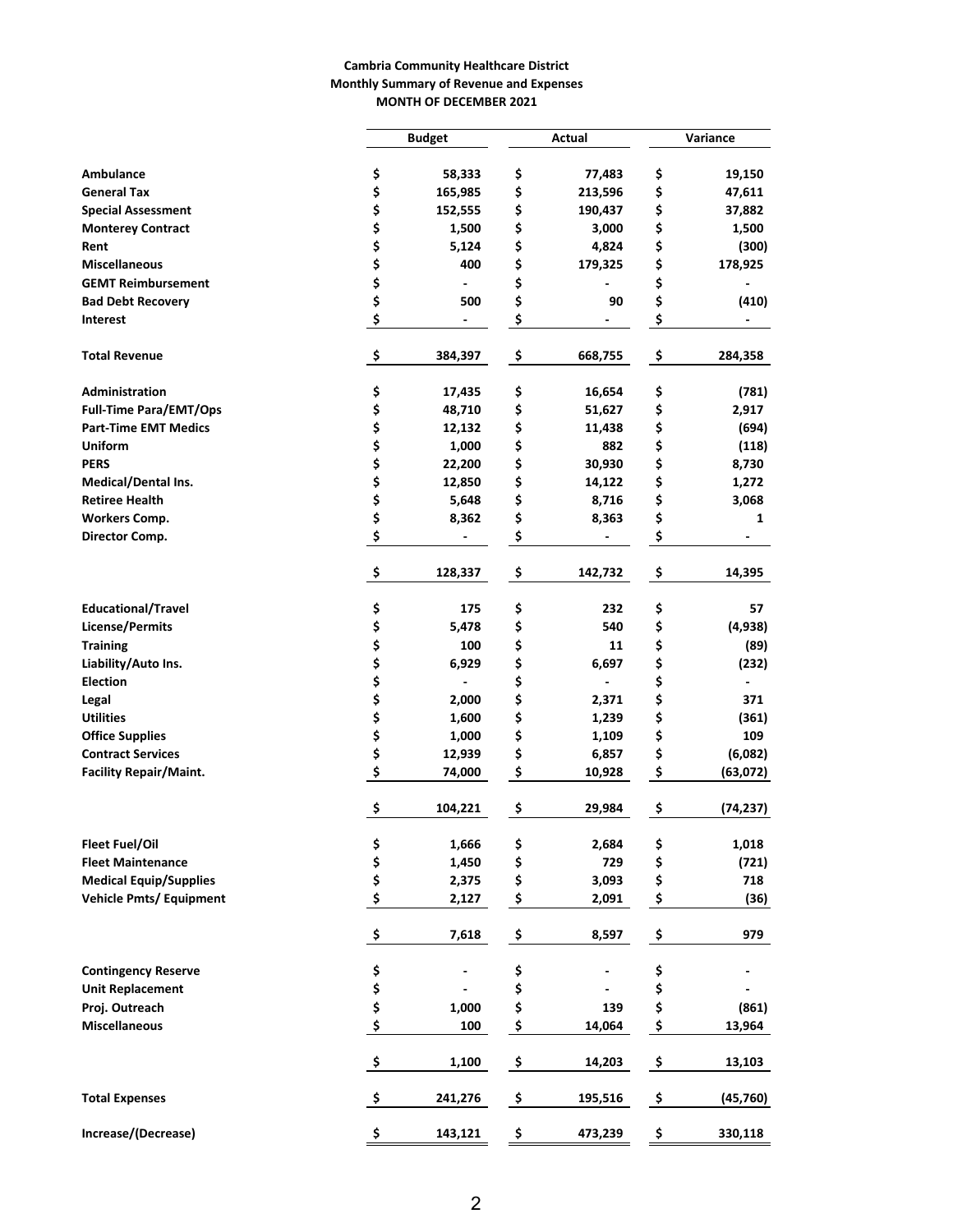**Cambria Community Healthcare District**
**Monthly Summary of Revenue and Expenses**
**MONTH OF DECEMBER 2021**

| | Budget | Actual | Variance |
|---|---|---|---|
| **Ambulance** | $ 58,333 | $ 77,483 | $ 19,150 |
| **General Tax** | $ 165,985 | $ 213,596 | $ 47,611 |
| **Special Assessment** | $ 152,555 | $ 190,437 | $ 37,882 |
| **Monterey Contract** | $ 1,500 | $ 3,000 | $ 1,500 |
| **Rent** | $ 5,124 | $ 4,824 | $ (300) |
| **Miscellaneous** | $ 400 | $ 179,325 | $ 178,925 |
| **GEMT Reimbursement** | $ - | $ - | $ - |
| **Bad Debt Recovery** | $ 500 | $ 90 | $ (410) |
| **Interest** | $ - | $ - | $ - |
| **Total Revenue** | $ 384,397 | $ 668,755 | $ 284,358 |
| **Administration** | $ 17,435 | $ 16,654 | $ (781) |
| **Full-Time Para/EMT/Ops** | $ 48,710 | $ 51,627 | $ 2,917 |
| **Part-Time EMT Medics** | $ 12,132 | $ 11,438 | $ (694) |
| **Uniform** | $ 1,000 | $ 882 | $ (118) |
| **PERS** | $ 22,200 | $ 30,930 | $ 8,730 |
| **Medical/Dental Ins.** | $ 12,850 | $ 14,122 | $ 1,272 |
| **Retiree Health** | $ 5,648 | $ 8,716 | $ 3,068 |
| **Workers Comp.** | $ 8,362 | $ 8,363 | $ 1 |
| **Director Comp.** | $ - | $ - | $ - |
| | $ 128,337 | $ 142,732 | $ 14,395 |
| **Educational/Travel** | $ 175 | $ 232 | $ 57 |
| **License/Permits** | $ 5,478 | $ 540 | $ (4,938) |
| **Training** | $ 100 | $ 11 | $ (89) |
| **Liability/Auto Ins.** | $ 6,929 | $ 6,697 | $ (232) |
| **Election** | $ - | $ - | $ - |
| **Legal** | $ 2,000 | $ 2,371 | $ 371 |
| **Utilities** | $ 1,600 | $ 1,239 | $ (361) |
| **Office Supplies** | $ 1,000 | $ 1,109 | $ 109 |
| **Contract Services** | $ 12,939 | $ 6,857 | $ (6,082) |
| **Facility Repair/Maint.** | $ 74,000 | $ 10,928 | $ (63,072) |
| | $ 104,221 | $ 29,984 | $ (74,237) |
| **Fleet Fuel/Oil** | $ 1,666 | $ 2,684 | $ 1,018 |
| **Fleet Maintenance** | $ 1,450 | $ 729 | $ (721) |
| **Medical Equip/Supplies** | $ 2,375 | $ 3,093 | $ 718 |
| **Vehicle Pmts/ Equipment** | $ 2,127 | $ 2,091 | $ (36) |
| | $ 7,618 | $ 8,597 | $ 979 |
| **Contingency Reserve** | $ - | $ - | $ - |
| **Unit Replacement** | $ - | $ - | $ - |
| **Proj. Outreach** | $ 1,000 | $ 139 | $ (861) |
| **Miscellaneous** | $ 100 | $ 14,064 | $ 13,964 |
| | $ 1,100 | $ 14,203 | $ 13,103 |
| **Total Expenses** | $ 241,276 | $ 195,516 | $ (45,760) |
| **Increase/(Decrease)** | $ 143,121 | $ 473,239 | $ 330,118 |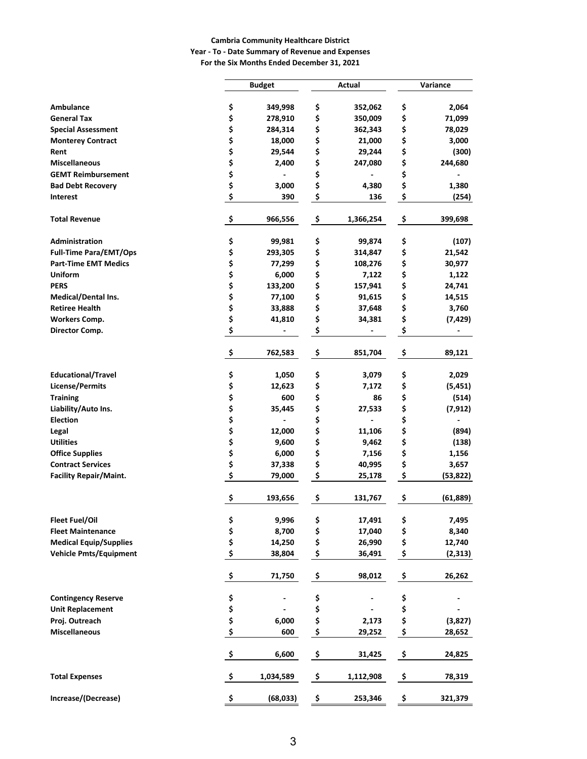**Cambria Community Healthcare District**
**Year - To - Date Summary of Revenue and Expenses**
**For the Six Months Ended December 31, 2021**

| | Budget | Actual | Variance |
|---|---|---|---|
| **Ambulance** | $ 349,998 | $ 352,062 | $ 2,064 |
| **General Tax** | $ 278,910 | $ 350,009 | $ 71,099 |
| **Special Assessment** | $ 284,314 | $ 362,343 | $ 78,029 |
| **Monterey Contract** | $ 18,000 | $ 21,000 | $ 3,000 |
| **Rent** | $ 29,544 | $ 29,244 | $ (300) |
| **Miscellaneous** | $ 2,400 | $ 247,080 | $ 244,680 |
| **GEMT Reimbursement** | $ - | $ - | $ - |
| **Bad Debt Recovery** | $ 3,000 | $ 4,380 | $ 1,380 |
| **Interest** | $ 390 | $ 136 | $ (254) |
| **Total Revenue** | $ 966,556 | $ 1,366,254 | $ 399,698 |
| **Administration** | $ 99,981 | $ 99,874 | $ (107) |
| **Full-Time Para/EMT/Ops** | $ 293,305 | $ 314,847 | $ 21,542 |
| **Part-Time EMT Medics** | $ 77,299 | $ 108,276 | $ 30,977 |
| **Uniform** | $ 6,000 | $ 7,122 | $ 1,122 |
| **PERS** | $ 133,200 | $ 157,941 | $ 24,741 |
| **Medical/Dental Ins.** | $ 77,100 | $ 91,615 | $ 14,515 |
| **Retiree Health** | $ 33,888 | $ 37,648 | $ 3,760 |
| **Workers Comp.** | $ 41,810 | $ 34,381 | $ (7,429) |
| **Director Comp.** | $ - | $ - | $ - |
| | $ 762,583 | $ 851,704 | $ 89,121 |
| **Educational/Travel** | $ 1,050 | $ 3,079 | $ 2,029 |
| **License/Permits** | $ 12,623 | $ 7,172 | $ (5,451) |
| **Training** | $ 600 | $ 86 | $ (514) |
| **Liability/Auto Ins.** | $ 35,445 | $ 27,533 | $ (7,912) |
| **Election** | $ - | $ - | $ - |
| **Legal** | $ 12,000 | $ 11,106 | $ (894) |
| **Utilities** | $ 9,600 | $ 9,462 | $ (138) |
| **Office Supplies** | $ 6,000 | $ 7,156 | $ 1,156 |
| **Contract Services** | $ 37,338 | $ 40,995 | $ 3,657 |
| **Facility Repair/Maint.** | $ 79,000 | $ 25,178 | $ (53,822) |
| | $ 193,656 | $ 131,767 | $ (61,889) |
| **Fleet Fuel/Oil** | $ 9,996 | $ 17,491 | $ 7,495 |
| **Fleet Maintenance** | $ 8,700 | $ 17,040 | $ 8,340 |
| **Medical Equip/Supplies** | $ 14,250 | $ 26,990 | $ 12,740 |
| **Vehicle Pmts/Equipment** | $ 38,804 | $ 36,491 | $ (2,313) |
| | $ 71,750 | $ 98,012 | $ 26,262 |
| **Contingency Reserve** | $ - | $ - | $ - |
| **Unit Replacement** | $ - | $ - | $ - |
| **Proj. Outreach** | $ 6,000 | $ 2,173 | $ (3,827) |
| **Miscellaneous** | $ 600 | $ 29,252 | $ 28,652 |
| | $ 6,600 | $ 31,425 | $ 24,825 |
| **Total Expenses** | $ 1,034,589 | $ 1,112,908 | $ 78,319 |
| **Increase/(Decrease)** | $ (68,033) | $ 253,346 | $ 321,379 |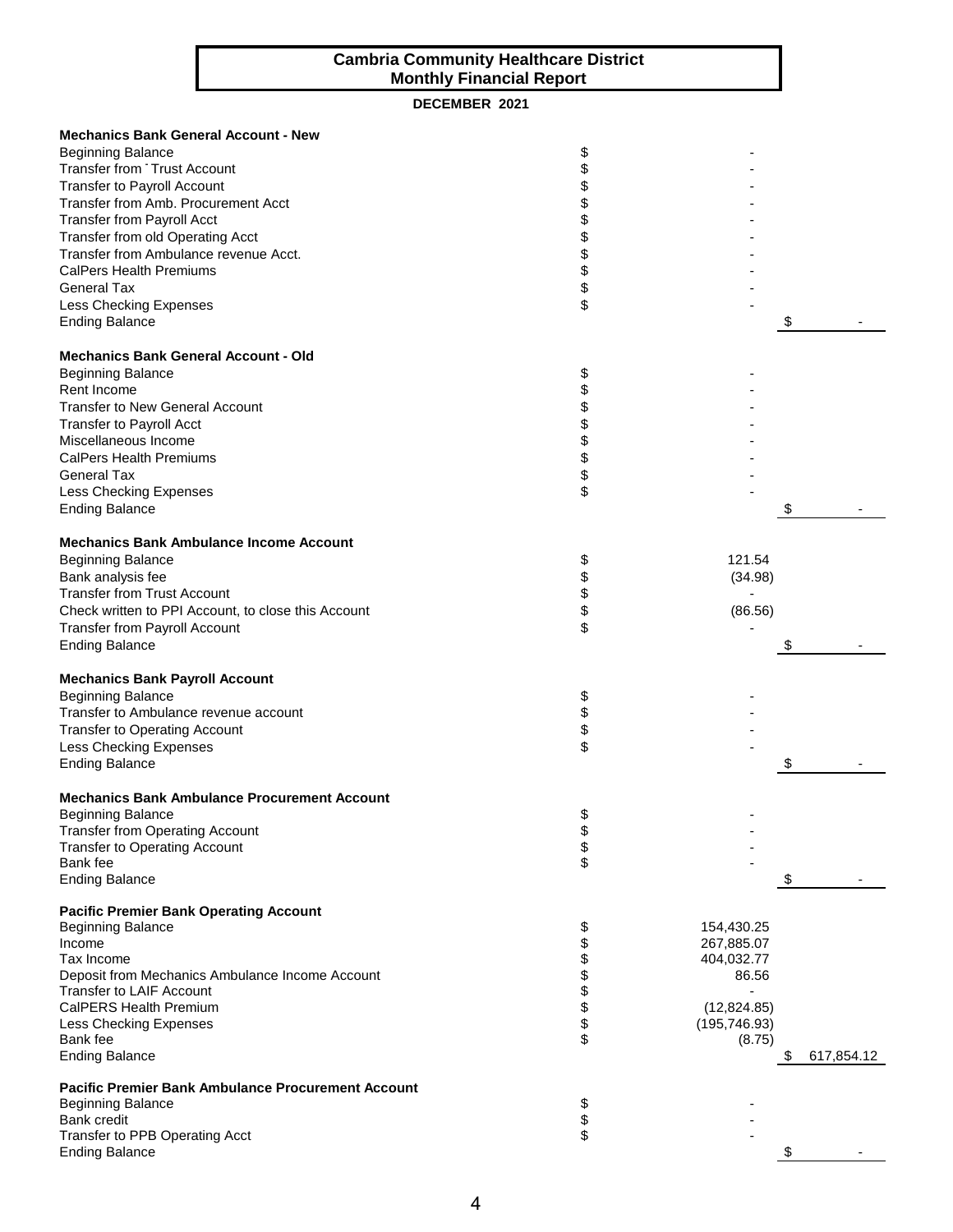# Cambria Community Healthcare District
## Monthly Financial Report

**DECEMBER 2021**

**Mechanics Bank General Account - New**

| | | |
|---|---|---|
| Beginning Balance | $ - | |
| Transfer from ˆ Trust Account | $ - | |
| Transfer to Payroll Account | $ - | |
| Transfer from Amb. Procurement Acct | $ - | |
| Transfer from Payroll Acct | $ - | |
| Transfer from old Operating Acct | $ - | |
| Transfer from Ambulance revenue Acct. | $ - | |
| CalPers Health Premiums | $ - | |
| General Tax | $ - | |
| Less Checking Expenses | $ - | |
| Ending Balance | | $ - |

**Mechanics Bank General Account - Old**

| | | |
|---|---|---|
| Beginning Balance | $ - | |
| Rent Income | $ - | |
| Transfer to New General Account | $ - | |
| Transfer to Payroll Acct | $ - | |
| Miscellaneous Income | $ - | |
| CalPers Health Premiums | $ - | |
| General Tax | $ - | |
| Less Checking Expenses | $ - | |
| Ending Balance | | $ - |

**Mechanics Bank Ambulance Income Account**

| | | |
|---|---|---|
| Beginning Balance | $ 121.54 | |
| Bank analysis fee | $ (34.98) | |
| Transfer from Trust Account | $ - | |
| Check written to PPI Account, to close this Account | $ (86.56) | |
| Transfer from Payroll Account | $ - | |
| Ending Balance | | $ - |

**Mechanics Bank Payroll Account**

| | | |
|---|---|---|
| Beginning Balance | $ - | |
| Transfer to Ambulance revenue account | $ - | |
| Transfer to Operating Account | $ - | |
| Less Checking Expenses | $ - | |
| Ending Balance | | $ - |

**Mechanics Bank Ambulance Procurement Account**

| | | |
|---|---|---|
| Beginning Balance | $ - | |
| Transfer from Operating Account | $ - | |
| Transfer to Operating Account | $ - | |
| Bank fee | $ - | |
| Ending Balance | | $ - |

**Pacific Premier Bank Operating Account**

| | | |
|---|---|---|
| Beginning Balance | $ 154,430.25 | |
| Income | $ 267,885.07 | |
| Tax Income | $ 404,032.77 | |
| Deposit from Mechanics Ambulance Income Account | $ 86.56 | |
| Transfer to LAIF Account | $ - | |
| CalPERS Health Premium | $ (12,824.85) | |
| Less Checking Expenses | $ (195,746.93) | |
| Bank fee | $ (8.75) | |
| Ending Balance | | $ 617,854.12 |

**Pacific Premier Bank Ambulance Procurement Account**

| | | |
|---|---|---|
| Beginning Balance | $ - | |
| Bank credit | $ - | |
| Transfer to PPB Operating Acct | $ - | |
| Ending Balance | | $ - |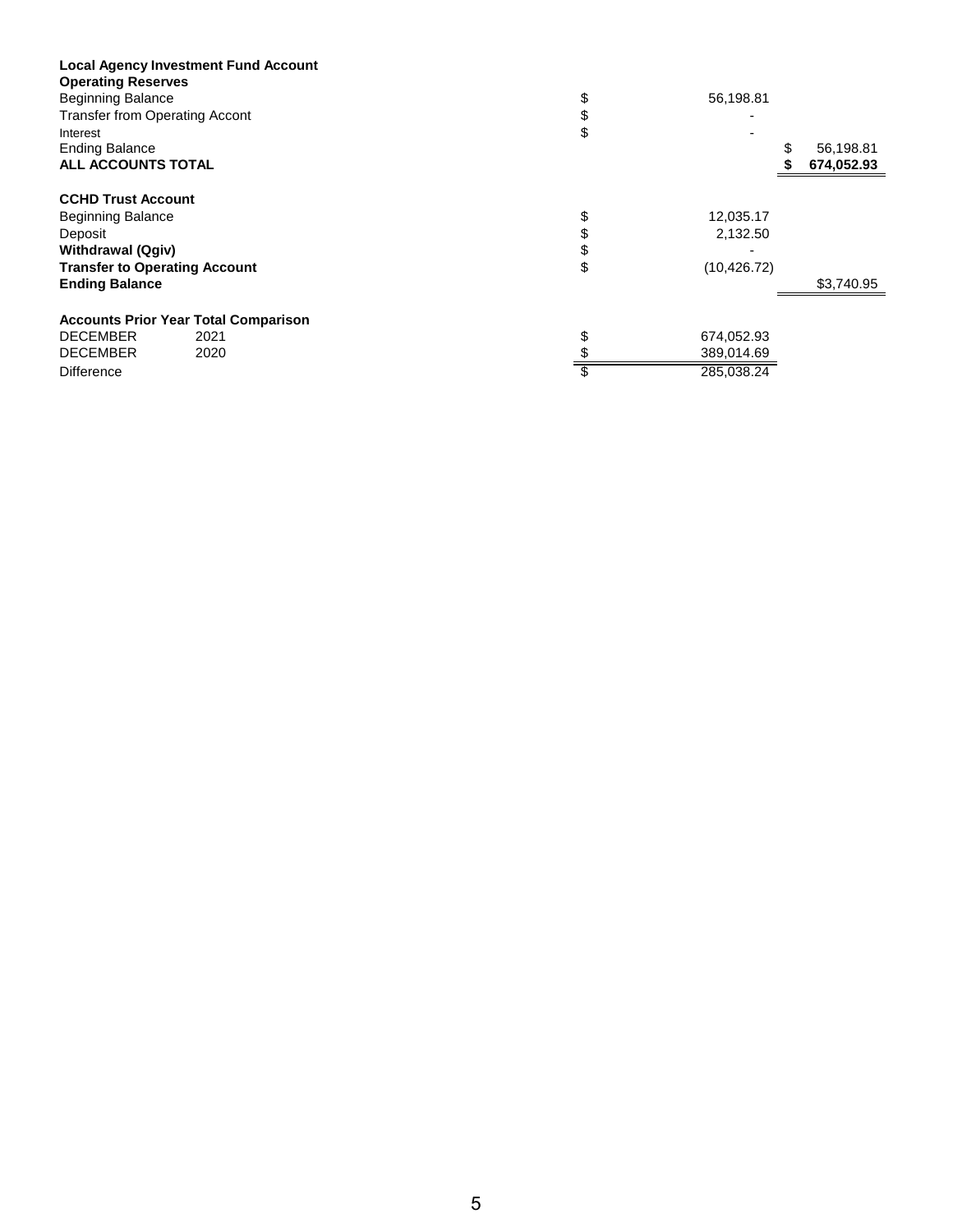| | | | | |
|---|---|---|---|---|
| **Local Agency Investment Fund Account** | | | | |
| **Operating Reserves** | | | | |
| Beginning Balance | $ | 56,198.81 | | |
| Transfer from Operating Accont | $ | - | | |
| Interest | $ | - | | |
| Ending Balance | | | $ | 56,198.81 |
| **ALL ACCOUNTS TOTAL** | | | **$** | **674,052.93** |

| | | | |
|---|---|---|---|
| **CCHD Trust Account** | | | |
| Beginning Balance | $ | 12,035.17 | |
| Deposit | $ | 2,132.50 | |
| **Withdrawal (Qgiv)** | $ | - | |
| **Transfer to Operating Account** | $ | (10,426.72) | |
| **Ending Balance** | | | $3,740.95 |

| | | | |
|---|---|---|---|
| **Accounts Prior Year Total Comparison** | | | |
| DECEMBER | 2021 | $ | 674,052.93 |
| DECEMBER | 2020 | $ | 389,014.69 |
| Difference | | $ | 285,038.24 |